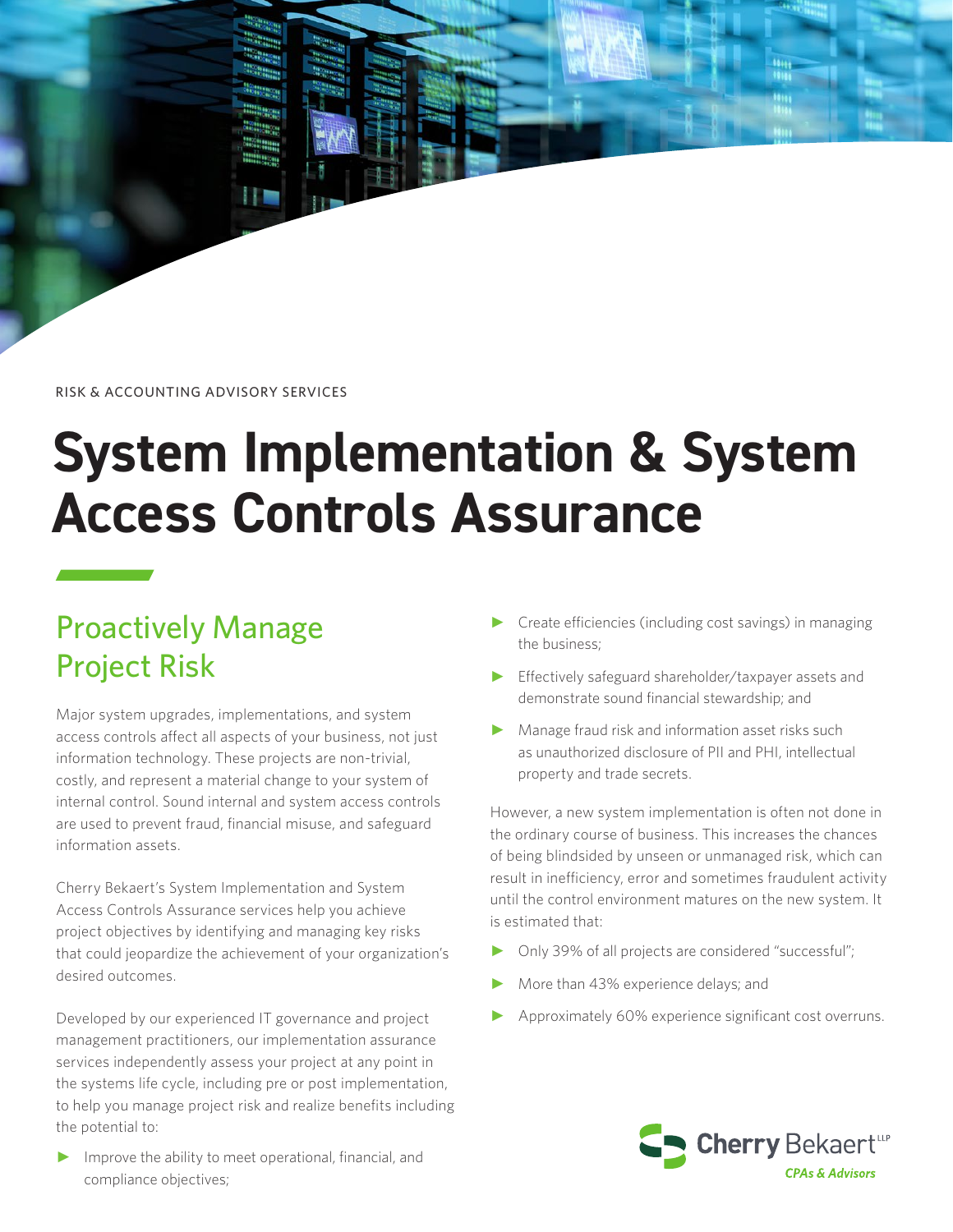RISK & ACCOUNTING ADVISORY SERVICES

# System Implementation & System Access Controls Assurance

## Proactively Manage Project Risk

Major system upgrades, implementations, and system access controls affect all aspects of your business, not just information technology. These projects are non-trivial, costly, and represent a material change to your system of internal control. Sound internal and system access controls are used to prevent fraud, financial misuse, and safeguard information assets.

Cherry Bekaert's System Implementation and System Access Controls Assurance services help you achieve project objectives by identifying and managing key risks that could jeopardize the achievement of your organization's desired outcomes.

Developed by our experienced IT governance and project management practitioners, our implementation assurance services independently assess your project at any point in the systems life cycle, including pre or post implementation, to help you manage project risk and realize benefits including the potential to:

- Improve the ability to meet operational, financial, and compliance objectives;
- Create efficiencies (including cost savings) in managing the business;
- Effectively safeguard shareholder/taxpayer assets and demonstrate sound financial stewardship; and
- Manage fraud risk and information asset risks such as unauthorized disclosure of PII and PHI, intellectual property and trade secrets.

However, a new system implementation is often not done in the ordinary course of business. This increases the chances of being blindsided by unseen or unmanaged risk, which can result in inefficiency, error and sometimes fraudulent activity until the control environment matures on the new system. It is estimated that:

- Only 39% of all projects are considered "successful";
- More than 43% experience delays; and
- Approximately 60% experience significant cost overruns.

Cherry Bekaert LLP
*CPAs & Advisors*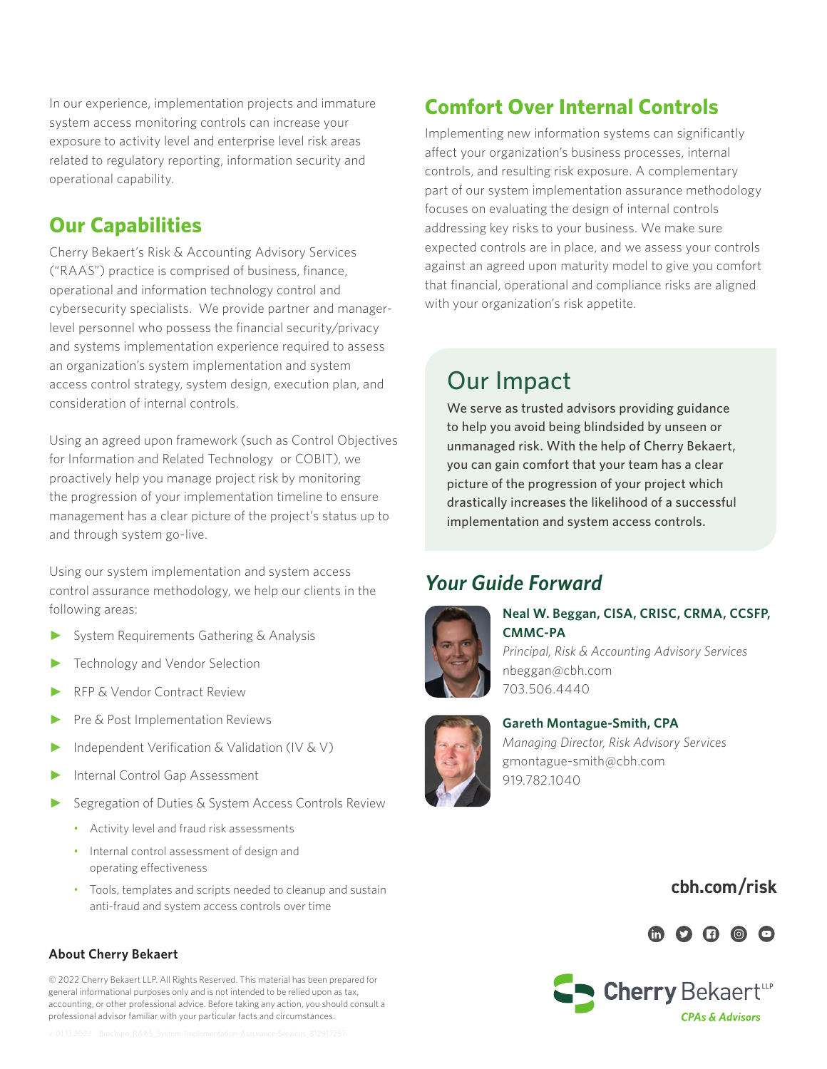In our experience, implementation projects and immature system access monitoring controls can increase your exposure to activity level and enterprise level risk areas related to regulatory reporting, information security and operational capability.

## Our Capabilities

Cherry Bekaert's Risk & Accounting Advisory Services ("RAAS") practice is comprised of business, finance, operational and information technology control and cybersecurity specialists. We provide partner and manager-level personnel who possess the financial security/privacy and systems implementation experience required to assess an organization's system implementation and system access control strategy, system design, execution plan, and consideration of internal controls.

Using an agreed upon framework (such as Control Objectives for Information and Related Technology or COBIT), we proactively help you manage project risk by monitoring the progression of your implementation timeline to ensure management has a clear picture of the project's status up to and through system go-live.

Using our system implementation and system access control assurance methodology, we help our clients in the following areas:

- System Requirements Gathering & Analysis
- Technology and Vendor Selection
- RFP & Vendor Contract Review
- Pre & Post Implementation Reviews
- Independent Verification & Validation (IV & V)
- Internal Control Gap Assessment
- Segregation of Duties & System Access Controls Review
  - Activity level and fraud risk assessments
  - Internal control assessment of design and operating effectiveness
  - Tools, templates and scripts needed to cleanup and sustain anti-fraud and system access controls over time

## Comfort Over Internal Controls

Implementing new information systems can significantly affect your organization's business processes, internal controls, and resulting risk exposure. A complementary part of our system implementation assurance methodology focuses on evaluating the design of internal controls addressing key risks to your business. We make sure expected controls are in place, and we assess your controls against an agreed upon maturity model to give you comfort that financial, operational and compliance risks are aligned with your organization's risk appetite.

## Our Impact

We serve as trusted advisors providing guidance to help you avoid being blindsided by unseen or unmanaged risk. With the help of Cherry Bekaert, you can gain comfort that your team has a clear picture of the progression of your project which drastically increases the likelihood of a successful implementation and system access controls.

## *Your Guide Forward*

**Neal W. Beggan, CISA, CRISC, CRMA, CCSFP, CMMC-PA**
*Principal, Risk & Accounting Advisory Services*
nbeggan@cbh.com
703.506.4440

**Gareth Montague-Smith, CPA**
*Managing Director, Risk Advisory Services*
gmontague-smith@cbh.com
919.782.1040

**cbh.com/risk**

Cherry Bekaert LLP
*CPAs & Advisors*

### About Cherry Bekaert

© 2022 Cherry Bekaert LLP. All Rights Reserved. This material has been prepared for general informational purposes only and is not intended to be relied upon as tax, accounting, or other professional advice. Before taking any action, you should consult a professional advisor familiar with your particular facts and circumstances.

v. 01.13.2022 Brochure_RAAS_System-Implementation-Assurance-Services_812917257